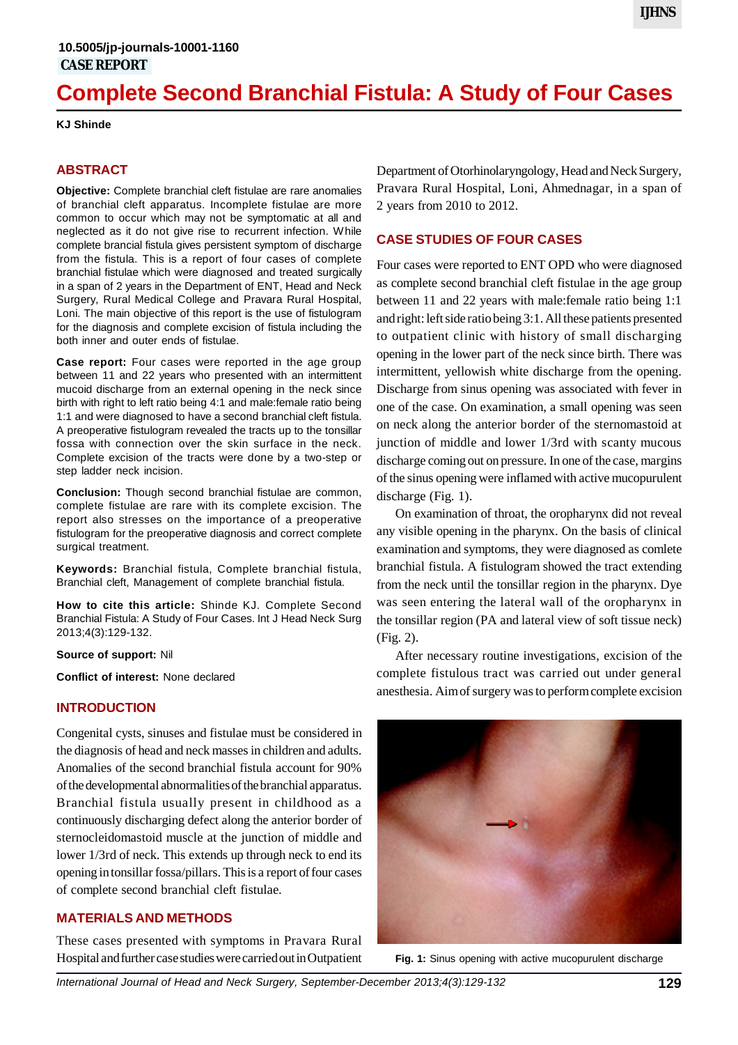10.5005/jp-journals-10001-1160

CASE REPORT

# Complete Second Branchial Fistula: A Study of Four Cases

**KJ Shinde**

## ABSTRACT

**Objective:** Complete branchial cleft fistulae are rare anomalies of branchial cleft apparatus. Incomplete fistulae are more common to occur which may not be symptomatic at all and neglected as it do not give rise to recurrent infection. While complete brancial fistula gives persistent symptom of discharge from the fistula. This is a report of four cases of complete branchial fistulae which were diagnosed and treated surgically in a span of 2 years in the Department of ENT, Head and Neck Surgery, Rural Medical College and Pravara Rural Hospital, Loni. The main objective of this report is the use of fistulogram for the diagnosis and complete excision of fistula including the both inner and outer ends of fistulae.

**Case report:** Four cases were reported in the age group between 11 and 22 years who presented with an intermittent mucoid discharge from an external opening in the neck since birth with right to left ratio being 4:1 and male:female ratio being 1:1 and were diagnosed to have a second branchial cleft fistula. A preoperative fistulogram revealed the tracts up to the tonsillar fossa with connection over the skin surface in the neck. Complete excision of the tracts were done by a two-step or step ladder neck incision.

**Conclusion:** Though second branchial fistulae are common, complete fistulae are rare with its complete excision. The report also stresses on the importance of a preoperative fistulogram for the preoperative diagnosis and correct complete surgical treatment.

**Keywords:** Branchial fistula, Complete branchial fistula, Branchial cleft, Management of complete branchial fistula.

**How to cite this article:** Shinde KJ. Complete Second Branchial Fistula: A Study of Four Cases. Int J Head Neck Surg 2013;4(3):129-132.

**Source of support:** Nil

**Conflict of interest:** None declared

## INTRODUCTION

Congenital cysts, sinuses and fistulae must be considered in the diagnosis of head and neck masses in children and adults. Anomalies of the second branchial fistula account for 90% of the developmental abnormalities of the branchial apparatus. Branchial fistula usually present in childhood as a continuously discharging defect along the anterior border of sternocleidomastoid muscle at the junction of middle and lower 1/3rd of neck. This extends up through neck to end its opening in tonsillar fossa/pillars. This is a report of four cases of complete second branchial cleft fistulae.

## MATERIALS AND METHODS

These cases presented with symptoms in Pravara Rural Hospital and further case studies were carried out in Outpatient Department of Otorhinolaryngology, Head and Neck Surgery, Pravara Rural Hospital, Loni, Ahmednagar, in a span of 2 years from 2010 to 2012.

## CASE STUDIES OF FOUR CASES

Four cases were reported to ENT OPD who were diagnosed as complete second branchial cleft fistulae in the age group between 11 and 22 years with male:female ratio being 1:1 and right: left side ratio being 3:1. All these patients presented to outpatient clinic with history of small discharging opening in the lower part of the neck since birth. There was intermittent, yellowish white discharge from the opening. Discharge from sinus opening was associated with fever in one of the case. On examination, a small opening was seen on neck along the anterior border of the sternomastoid at junction of middle and lower 1/3rd with scanty mucous discharge coming out on pressure. In one of the case, margins of the sinus opening were inflamed with active mucopurulent discharge (Fig. 1).

On examination of throat, the oropharynx did not reveal any visible opening in the pharynx. On the basis of clinical examination and symptoms, they were diagnosed as comlete branchial fistula. A fistulogram showed the tract extending from the neck until the tonsillar region in the pharynx. Dye was seen entering the lateral wall of the oropharynx in the tonsillar region (PA and lateral view of soft tissue neck) (Fig. 2).

After necessary routine investigations, excision of the complete fistulous tract was carried out under general anesthesia. Aim of surgery was to perform complete excision

**Fig. 1:** Sinus opening with active mucopurulent discharge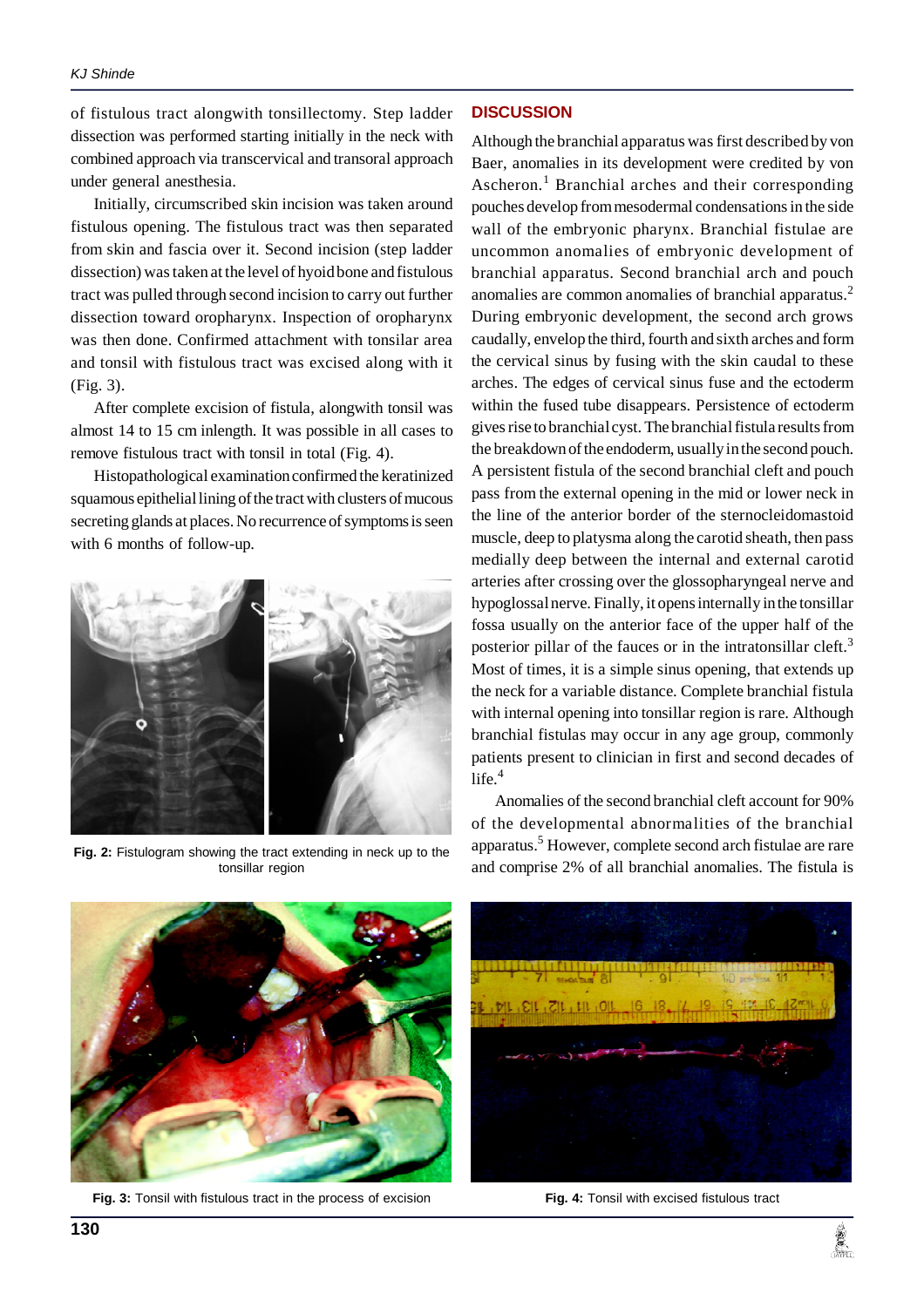of fistulous tract alongwith tonsillectomy. Step ladder dissection was performed starting initially in the neck with combined approach via transcervical and transoral approach under general anesthesia.

Initially, circumscribed skin incision was taken around fistulous opening. The fistulous tract was then separated from skin and fascia over it. Second incision (step ladder dissection) was taken at the level of hyoid bone and fistulous tract was pulled through second incision to carry out further dissection toward oropharynx. Inspection of oropharynx was then done. Confirmed attachment with tonsilar area and tonsil with fistulous tract was excised along with it (Fig. 3).

After complete excision of fistula, alongwith tonsil was almost 14 to 15 cm inlength. It was possible in all cases to remove fistulous tract with tonsil in total (Fig. 4).

Histopathological examination confirmed the keratinized squamous epithelial lining of the tract with clusters of mucous secreting glands at places. No recurrence of symptoms is seen with 6 months of follow-up.

**Fig. 2:** Fistulogram showing the tract extending in neck up to the tonsillar region

## DISCUSSION

Although the branchial apparatus was first described by von Baer, anomalies in its development were credited by von Ascheron.[1] Branchial arches and their corresponding pouches develop from mesodermal condensations in the side wall of the embryonic pharynx. Branchial fistulae are uncommon anomalies of embryonic development of branchial apparatus. Second branchial arch and pouch anomalies are common anomalies of branchial apparatus.[2] During embryonic development, the second arch grows caudally, envelop the third, fourth and sixth arches and form the cervical sinus by fusing with the skin caudal to these arches. The edges of cervical sinus fuse and the ectoderm within the fused tube disappears. Persistence of ectoderm gives rise to branchial cyst. The branchial fistula results from the breakdown of the endoderm, usually in the second pouch. A persistent fistula of the second branchial cleft and pouch pass from the external opening in the mid or lower neck in the line of the anterior border of the sternocleidomastoid muscle, deep to platysma along the carotid sheath, then pass medially deep between the internal and external carotid arteries after crossing over the glossopharyngeal nerve and hypoglossal nerve. Finally, it opens internally in the tonsillar fossa usually on the anterior face of the upper half of the posterior pillar of the fauces or in the intratonsillar cleft.[3] Most of times, it is a simple sinus opening, that extends up the neck for a variable distance. Complete branchial fistula with internal opening into tonsillar region is rare. Although branchial fistulas may occur in any age group, commonly patients present to clinician in first and second decades of life.[4]

Anomalies of the second branchial cleft account for 90% of the developmental abnormalities of the branchial apparatus.[5] However, complete second arch fistulae are rare and comprise 2% of all branchial anomalies. The fistula is

**Fig. 3:** Tonsil with fistulous tract in the process of excision

**Fig. 4:** Tonsil with excised fistulous tract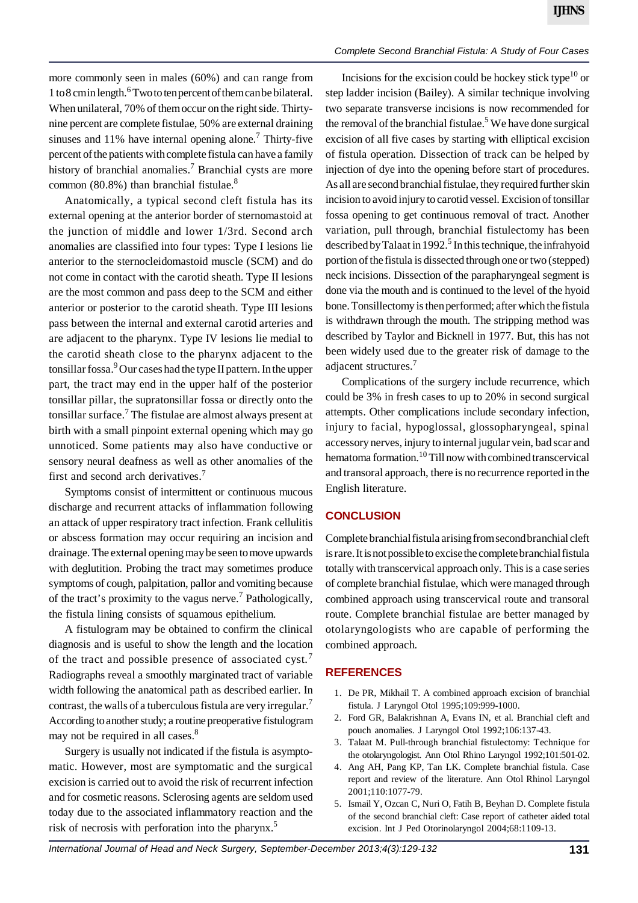more commonly seen in males (60%) and can range from 1 to 8 cm in length.[6] Two to ten percent of them can be bilateral. When unilateral, 70% of them occur on the right side. Thirty-nine percent are complete fistulae, 50% are external draining sinuses and 11% have internal opening alone.[7] Thirty-five percent of the patients with complete fistula can have a family history of branchial anomalies.[7] Branchial cysts are more common (80.8%) than branchial fistulae.[8]

Anatomically, a typical second cleft fistula has its external opening at the anterior border of sternomastoid at the junction of middle and lower 1/3rd. Second arch anomalies are classified into four types: Type I lesions lie anterior to the sternocleidomastoid muscle (SCM) and do not come in contact with the carotid sheath. Type II lesions are the most common and pass deep to the SCM and either anterior or posterior to the carotid sheath. Type III lesions pass between the internal and external carotid arteries and are adjacent to the pharynx. Type IV lesions lie medial to the carotid sheath close to the pharynx adjacent to the tonsillar fossa.[9] Our cases had the type II pattern. In the upper part, the tract may end in the upper half of the posterior tonsillar pillar, the supratonsillar fossa or directly onto the tonsillar surface.[7] The fistulae are almost always present at birth with a small pinpoint external opening which may go unnoticed. Some patients may also have conductive or sensory neural deafness as well as other anomalies of the first and second arch derivatives.[7]

Symptoms consist of intermittent or continuous mucous discharge and recurrent attacks of inflammation following an attack of upper respiratory tract infection. Frank cellulitis or abscess formation may occur requiring an incision and drainage. The external opening may be seen to move upwards with deglutition. Probing the tract may sometimes produce symptoms of cough, palpitation, pallor and vomiting because of the tract's proximity to the vagus nerve.[7] Pathologically, the fistula lining consists of squamous epithelium.

A fistulogram may be obtained to confirm the clinical diagnosis and is useful to show the length and the location of the tract and possible presence of associated cyst.[7] Radiographs reveal a smoothly marginated tract of variable width following the anatomical path as described earlier. In contrast, the walls of a tuberculous fistula are very irregular.[7] According to another study; a routine preoperative fistulogram may not be required in all cases.[8]

Surgery is usually not indicated if the fistula is asymptomatic. However, most are symptomatic and the surgical excision is carried out to avoid the risk of recurrent infection and for cosmetic reasons. Sclerosing agents are seldom used today due to the associated inflammatory reaction and the risk of necrosis with perforation into the pharynx.[5]

Incisions for the excision could be hockey stick type[10] or step ladder incision (Bailey). A similar technique involving two separate transverse incisions is now recommended for the removal of the branchial fistulae.[5] We have done surgical excision of all five cases by starting with elliptical excision of fistula operation. Dissection of track can be helped by injection of dye into the opening before start of procedures. As all are second branchial fistulae, they required further skin incision to avoid injury to carotid vessel. Excision of tonsillar fossa opening to get continuous removal of tract. Another variation, pull through, branchial fistulectomy has been described by Talaat in 1992.[5] In this technique, the infrahyoid portion of the fistula is dissected through one or two (stepped) neck incisions. Dissection of the parapharyngeal segment is done via the mouth and is continued to the level of the hyoid bone. Tonsillectomy is then performed; after which the fistula is withdrawn through the mouth. The stripping method was described by Taylor and Bicknell in 1977. But, this has not been widely used due to the greater risk of damage to the adjacent structures.[7]

Complications of the surgery include recurrence, which could be 3% in fresh cases to up to 20% in second surgical attempts. Other complications include secondary infection, injury to facial, hypoglossal, glossopharyngeal, spinal accessory nerves, injury to internal jugular vein, bad scar and hematoma formation.[10] Till now with combined transcervical and transoral approach, there is no recurrence reported in the English literature.

## CONCLUSION

Complete branchial fistula arising from second branchial cleft is rare. It is not possible to excise the complete branchial fistula totally with transcervical approach only. This is a case series of complete branchial fistulae, which were managed through combined approach using transcervical route and transoral route. Complete branchial fistulae are better managed by otolaryngologists who are capable of performing the combined approach.

## REFERENCES

1. De PR, Mikhail T. A combined approach excision of branchial fistula. J Laryngol Otol 1995;109:999-1000.
2. Ford GR, Balakrishnan A, Evans IN, et al. Branchial cleft and pouch anomalies. J Laryngol Otol 1992;106:137-43.
3. Talaat M. Pull-through branchial fistulectomy: Technique for the otolaryngologist. Ann Otol Rhino Laryngol 1992;101:501-02.
4. Ang AH, Pang KP, Tan LK. Complete branchial fistula. Case report and review of the literature. Ann Otol Rhinol Laryngol 2001;110:1077-79.
5. Ismail Y, Ozcan C, Nuri O, Fatih B, Beyhan D. Complete fistula of the second branchial cleft: Case report of catheter aided total excision. Int J Ped Otorinolaryngol 2004;68:1109-13.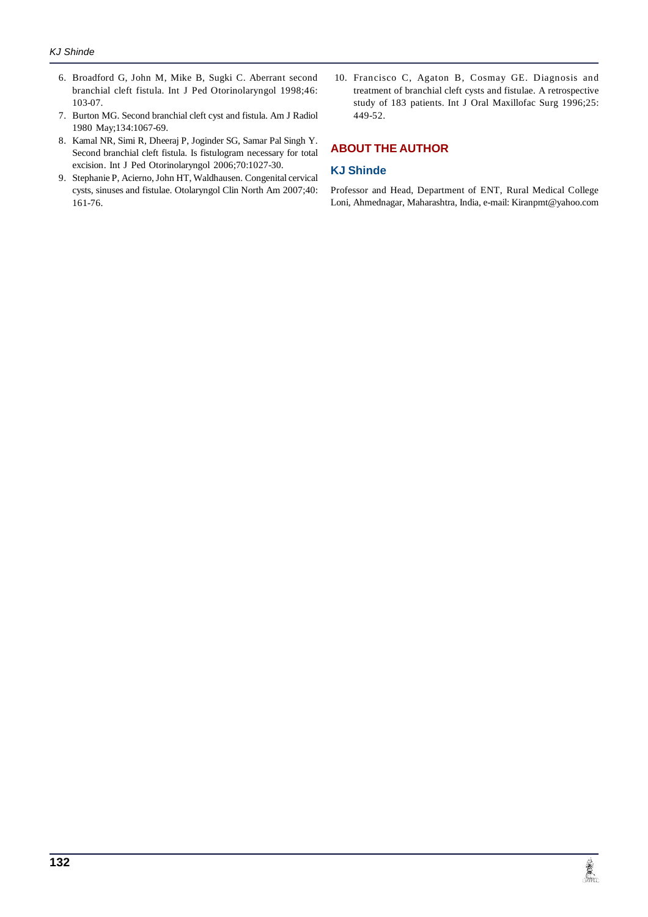6. Broadford G, John M, Mike B, Sugki C. Aberrant second branchial cleft fistula. Int J Ped Otorinolaryngol 1998;46: 103-07.
7. Burton MG. Second branchial cleft cyst and fistula. Am J Radiol 1980 May;134:1067-69.
8. Kamal NR, Simi R, Dheeraj P, Joginder SG, Samar Pal Singh Y. Second branchial cleft fistula. Is fistulogram necessary for total excision. Int J Ped Otorinolaryngol 2006;70:1027-30.
9. Stephanie P, Acierno, John HT, Waldhausen. Congenital cervical cysts, sinuses and fistulae. Otolaryngol Clin North Am 2007;40: 161-76.
10. Francisco C, Agaton B, Cosmay GE. Diagnosis and treatment of branchial cleft cysts and fistulae. A retrospective study of 183 patients. Int J Oral Maxillofac Surg 1996;25: 449-52.

## ABOUT THE AUTHOR

### KJ Shinde

Professor and Head, Department of ENT, Rural Medical College Loni, Ahmednagar, Maharashtra, India, e-mail: Kiranpmt@yahoo.com